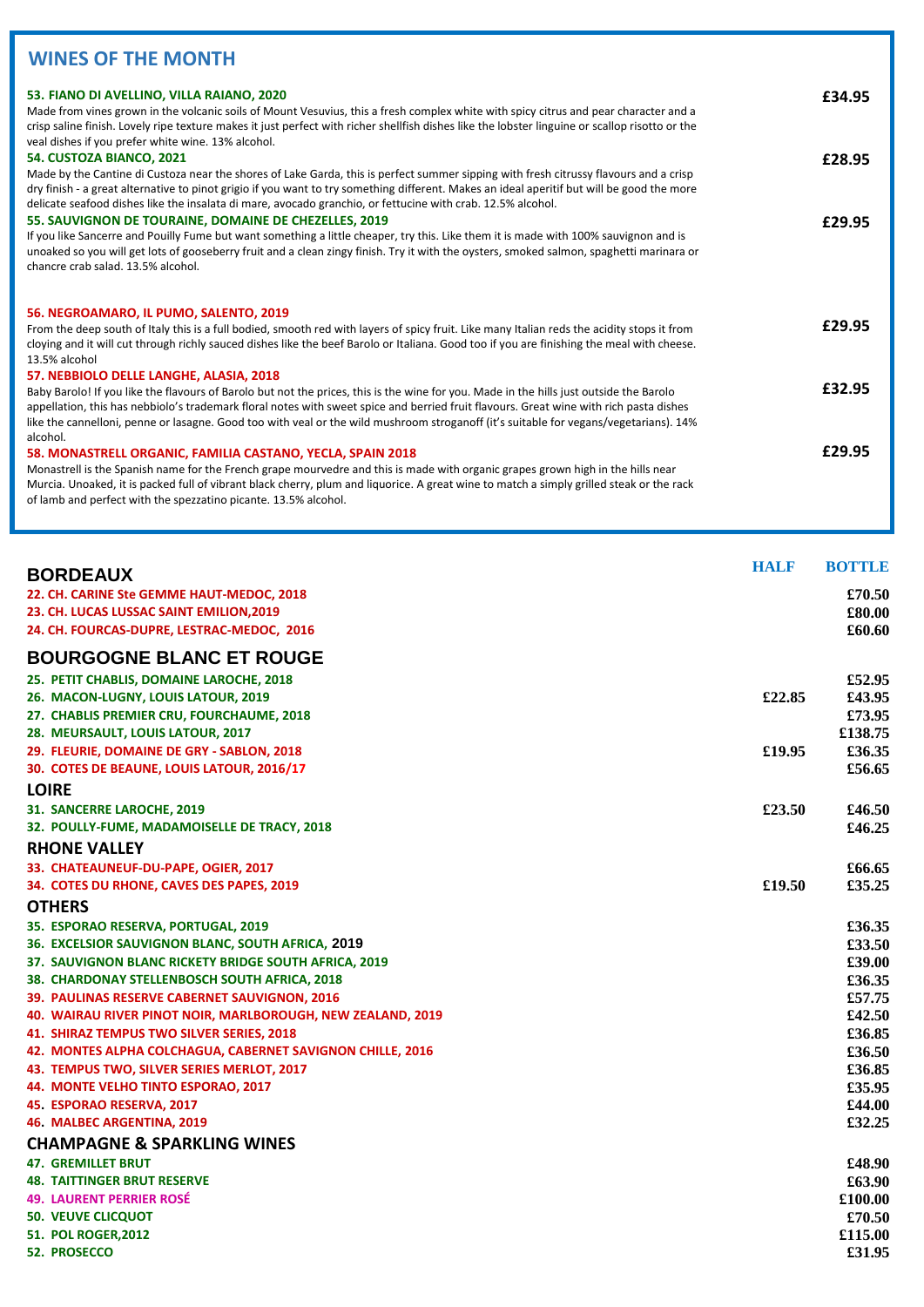## WINES OF THE MONTH

**53. FIANO DI AVELLINO, VILLA RAIANO, 2020** — **£34.95**
Made from vines grown in the volcanic soils of Mount Vesuvius, this a fresh complex white with spicy citrus and pear character and a crisp saline finish. Lovely ripe texture makes it just perfect with richer shellfish dishes like the lobster linguine or scallop risotto or the veal dishes if you prefer white wine. 13% alcohol.

**54. CUSTOZA BIANCO, 2021** — **£28.95**
Made by the Cantine di Custoza near the shores of Lake Garda, this is perfect summer sipping with fresh citrussy flavours and a crisp dry finish - a great alternative to pinot grigio if you want to try something different. Makes an ideal aperitif but will be good the more delicate seafood dishes like the insalata di mare, avocado granchio, or fettucine with crab. 12.5% alcohol.

**55. SAUVIGNON DE TOURAINE, DOMAINE DE CHEZELLES, 2019** — **£29.95**
If you like Sancerre and Pouilly Fume but want something a little cheaper, try this. Like them it is made with 100% sauvignon and is unoaked so you will get lots of gooseberry fruit and a clean zingy finish. Try it with the oysters, smoked salmon, spaghetti marinara or chancre crab salad. 13.5% alcohol.

**56. NEGROAMARO, IL PUMO, SALENTO, 2019** — **£29.95**
From the deep south of Italy this is a full bodied, smooth red with layers of spicy fruit. Like many Italian reds the acidity stops it from cloying and it will cut through richly sauced dishes like the beef Barolo or Italiana. Good too if you are finishing the meal with cheese. 13.5% alcohol

**57. NEBBIOLO DELLE LANGHE, ALASIA, 2018** — **£32.95**
Baby Barolo! If you like the flavours of Barolo but not the prices, this is the wine for you. Made in the hills just outside the Barolo appellation, this has nebbiolo's trademark floral notes with sweet spice and berried fruit flavours. Great wine with rich pasta dishes like the cannelloni, penne or lasagne. Good too with veal or the wild mushroom stroganoff (it's suitable for vegans/vegetarians). 14% alcohol.

**58. MONASTRELL ORGANIC, FAMILIA CASTANO, YECLA, SPAIN 2018** — **£29.95**
Monastrell is the Spanish name for the French grape mourvedre and this is made with organic grapes grown high in the hills near Murcia. Unoaked, it is packed full of vibrant black cherry, plum and liquorice. A great wine to match a simply grilled steak or the rack of lamb and perfect with the spezzatino picante. 13.5% alcohol.

| | HALF | BOTTLE |
|---|---|---|
| **BORDEAUX** | | |
| 22. CH. CARINE Ste GEMME HAUT-MEDOC, 2018 | | £70.50 |
| 23. CH. LUCAS LUSSAC SAINT EMILION,2019 | | £80.00 |
| 24. CH. FOURCAS-DUPRE, LESTRAC-MEDOC, 2016 | | £60.60 |
| **BOURGOGNE BLANC ET ROUGE** | | |
| 25. PETIT CHABLIS, DOMAINE LAROCHE, 2018 | | £52.95 |
| 26. MACON-LUGNY, LOUIS LATOUR, 2019 | £22.85 | £43.95 |
| 27. CHABLIS PREMIER CRU, FOURCHAUME, 2018 | | £73.95 |
| 28. MEURSAULT, LOUIS LATOUR, 2017 | | £138.75 |
| 29. FLEURIE, DOMAINE DE GRY - SABLON, 2018 | £19.95 | £36.35 |
| 30. COTES DE BEAUNE, LOUIS LATOUR, 2016/17 | | £56.65 |
| **LOIRE** | | |
| 31. SANCERRE LAROCHE, 2019 | £23.50 | £46.50 |
| 32. POULLY-FUME, MADAMOISELLE DE TRACY, 2018 | | £46.25 |
| **RHONE VALLEY** | | |
| 33. CHATEAUNEUF-DU-PAPE, OGIER, 2017 | | £66.65 |
| 34. COTES DU RHONE, CAVES DES PAPES, 2019 | £19.50 | £35.25 |
| **OTHERS** | | |
| 35. ESPORAO RESERVA, PORTUGAL, 2019 | | £36.35 |
| 36. EXCELSIOR SAUVIGNON BLANC, SOUTH AFRICA, 2019 | | £33.50 |
| 37. SAUVIGNON BLANC RICKETY BRIDGE SOUTH AFRICA, 2019 | | £39.00 |
| 38. CHARDONAY STELLENBOSCH SOUTH AFRICA, 2018 | | £36.35 |
| 39. PAULINAS RESERVE CABERNET SAUVIGNON, 2016 | | £57.75 |
| 40. WAIRAU RIVER PINOT NOIR, MARLBOROUGH, NEW ZEALAND, 2019 | | £42.50 |
| 41. SHIRAZ TEMPUS TWO SILVER SERIES, 2018 | | £36.85 |
| 42. MONTES ALPHA COLCHAGUA, CABERNET SAVIGNON CHILLE, 2016 | | £36.50 |
| 43. TEMPUS TWO, SILVER SERIES MERLOT, 2017 | | £36.85 |
| 44. MONTE VELHO TINTO ESPORAO, 2017 | | £35.95 |
| 45. ESPORAO RESERVA, 2017 | | £44.00 |
| 46. MALBEC ARGENTINA, 2019 | | £32.25 |
| **CHAMPAGNE & SPARKLING WINES** | | |
| 47. GREMILLET BRUT | | £48.90 |
| 48. TAITTINGER BRUT RESERVE | | £63.90 |
| 49. LAURENT PERRIER ROSÉ | | £100.00 |
| 50. VEUVE CLICQUOT | | £70.50 |
| 51. POL ROGER,2012 | | £115.00 |
| 52. PROSECCO | | £31.95 |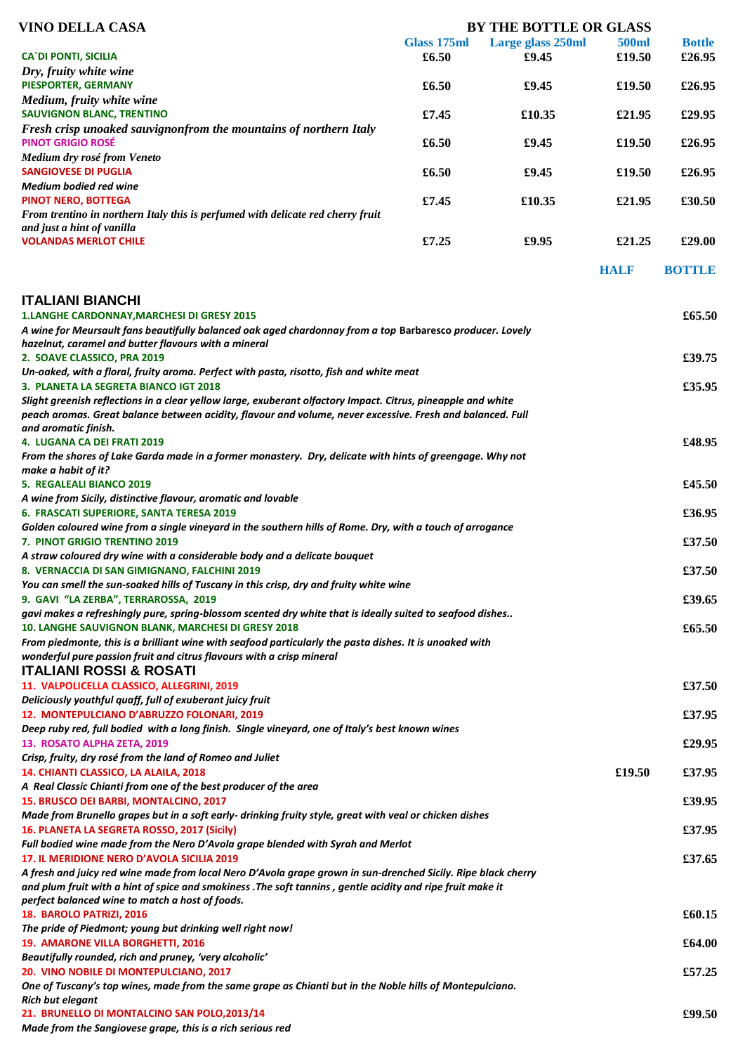## VINO DELLA CASA

**BY THE BOTTLE OR GLASS**

| | Glass 175ml | Large glass 250ml | 500ml | Bottle |
|---|---|---|---|---|
| **CA`DI PONTI, SICILIA** *Dry, fruity white wine* | £6.50 | £9.45 | £19.50 | £26.95 |
| **PIESPORTER, GERMANY** *Medium, fruity white wine* | £6.50 | £9.45 | £19.50 | £26.95 |
| **SAUVIGNON BLANC, TRENTINO** *Fresh crisp unoaked sauvignonfrom the mountains of northern Italy* | £7.45 | £10.35 | £21.95 | £29.95 |
| **PINOT GRIGIO ROSÉ** *Medium dry rosé from Veneto* | £6.50 | £9.45 | £19.50 | £26.95 |
| **SANGIOVESE DI PUGLIA** *Medium bodied red wine* | £6.50 | £9.45 | £19.50 | £26.95 |
| **PINOT NERO, BOTTEGA** *From trentino in northern Italy this is perfumed with delicate red cherry fruit and just a hint of vanilla* | £7.45 | £10.35 | £21.95 | £30.50 |
| **VOLANDAS MERLOT CHILE** | £7.25 | £9.95 | £21.25 | £29.00 |

| | HALF | BOTTLE |
|---|---|---|
| **ITALIANI BIANCHI** | | |
| **1.LANGHE CARDONNAY,MARCHESI DI GRESY 2015** *A wine for Meursault fans beautifully balanced oak aged chardonnay from a top Barbaresco producer. Lovely hazelnut, caramel and butter flavours with a mineral* | | £65.50 |
| **2. SOAVE CLASSICO, PRA 2019** *Un-oaked, with a floral, fruity aroma. Perfect with pasta, risotto, fish and white meat* | | £39.75 |
| **3. PLANETA LA SEGRETA BIANCO IGT 2018** *Slight greenish reflections in a clear yellow large, exuberant olfactory Impact. Citrus, pineapple and white peach aromas. Great balance between acidity, flavour and volume, never excessive. Fresh and balanced. Full and aromatic finish.* | | £35.95 |
| **4. LUGANA CA DEI FRATI 2019** *From the shores of Lake Garda made in a former monastery. Dry, delicate with hints of greengage. Why not make a habit of it?* | | £48.95 |
| **5. REGALEALI BIANCO 2019** *A wine from Sicily, distinctive flavour, aromatic and lovable* | | £45.50 |
| **6. FRASCATI SUPERIORE, SANTA TERESA 2019** *Golden coloured wine from a single vineyard in the southern hills of Rome. Dry, with a touch of arrogance* | | £36.95 |
| **7. PINOT GRIGIO TRENTINO 2019** *A straw coloured dry wine with a considerable body and a delicate bouquet* | | £37.50 |
| **8. VERNACCIA DI SAN GIMIGNANO, FALCHINI 2019** *You can smell the sun-soaked hills of Tuscany in this crisp, dry and fruity white wine* | | £37.50 |
| **9. GAVI "LA ZERBA", TERRAROSSA, 2019** *gavi makes a refreshingly pure, spring-blossom scented dry white that is ideally suited to seafood dishes..* | | £39.65 |
| **10. LANGHE SAUVIGNON BLANK, MARCHESI DI GRESY 2018** *From piedmonte, this is a brilliant wine with seafood particularly the pasta dishes. It is unoaked with wonderful pure passion fruit and citrus flavours with a crisp mineral* | | £65.50 |
| **ITALIANI ROSSI & ROSATI** | | |
| **11. VALPOLICELLA CLASSICO, ALLEGRINI, 2019** *Deliciously youthful quaff, full of exuberant juicy fruit* | | £37.50 |
| **12. MONTEPULCIANO D'ABRUZZO FOLONARI, 2019** *Deep ruby red, full bodied with a long finish. Single vineyard, one of Italy's best known wines* | | £37.95 |
| **13. ROSATO ALPHA ZETA, 2019** *Crisp, fruity, dry rosé from the land of Romeo and Juliet* | | £29.95 |
| **14. CHIANTI CLASSICO, LA ALAILA, 2018** *A Real Classic Chianti from one of the best producer of the area* | £19.50 | £37.95 |
| **15. BRUSCO DEI BARBI, MONTALCINO, 2017** *Made from Brunello grapes but in a soft early- drinking fruity style, great with veal or chicken dishes* | | £39.95 |
| **16. PLANETA LA SEGRETA ROSSO, 2017 (Sicily)** *Full bodied wine made from the Nero D'Avola grape blended with Syrah and Merlot* | | £37.95 |
| **17. IL MERIDIONE NERO D'AVOLA SICILIA 2019** *A fresh and juicy red wine made from local Nero D'Avola grape grown in sun-drenched Sicily. Ripe black cherry and plum fruit with a hint of spice and smokiness .The soft tannins , gentle acidity and ripe fruit make it perfect balanced wine to match a host of foods.* | | £37.65 |
| **18. BAROLO PATRIZI, 2016** *The pride of Piedmont; young but drinking well right now!* | | £60.15 |
| **19. AMARONE VILLA BORGHETTI, 2016** *Beautifully rounded, rich and pruney, 'very alcoholic'* | | £64.00 |
| **20. VINO NOBILE DI MONTEPULCIANO, 2017** *One of Tuscany's top wines, made from the same grape as Chianti but in the Noble hills of Montepulciano. Rich but elegant* | | £57.25 |
| **21. BRUNELLO DI MONTALCINO SAN POLO,2013/14** *Made from the Sangiovese grape, this is a rich serious red* | | £99.50 |